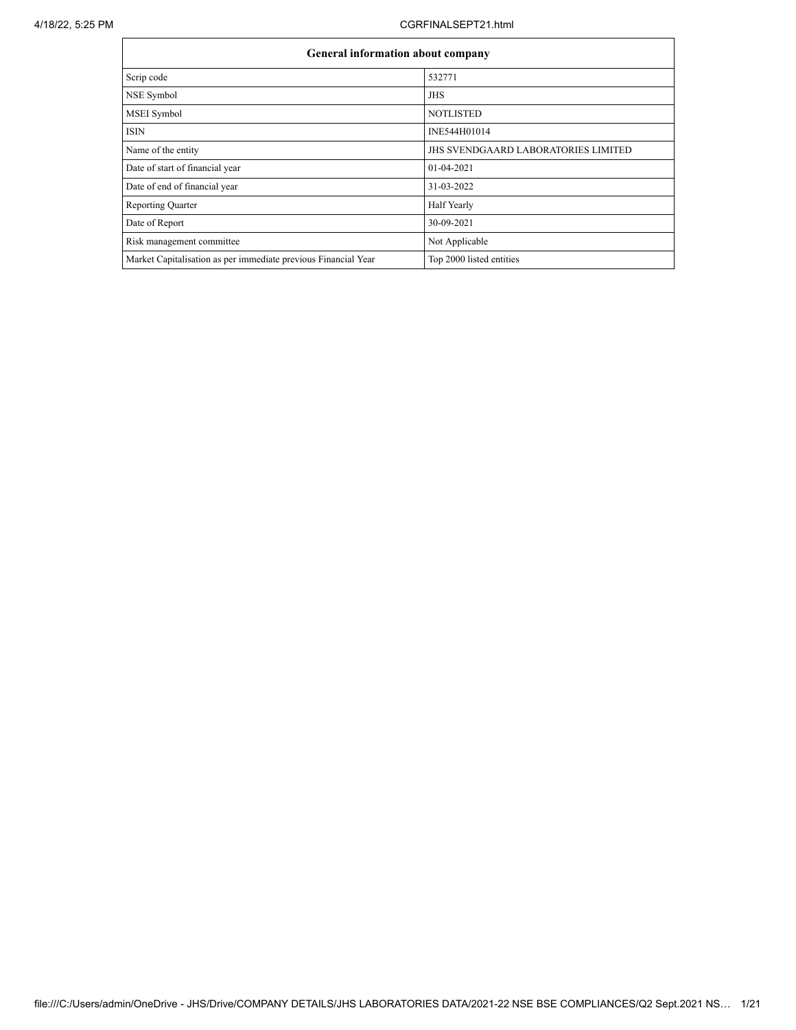| General information about company | |
|---|---|
| Scrip code | 532771 |
| NSE Symbol | JHS |
| MSEI Symbol | NOTLISTED |
| ISIN | INE544H01014 |
| Name of the entity | JHS SVENDGAARD LABORATORIES LIMITED |
| Date of start of financial year | 01-04-2021 |
| Date of end of financial year | 31-03-2022 |
| Reporting Quarter | Half Yearly |
| Date of Report | 30-09-2021 |
| Risk management committee | Not Applicable |
| Market Capitalisation as per immediate previous Financial Year | Top 2000 listed entities |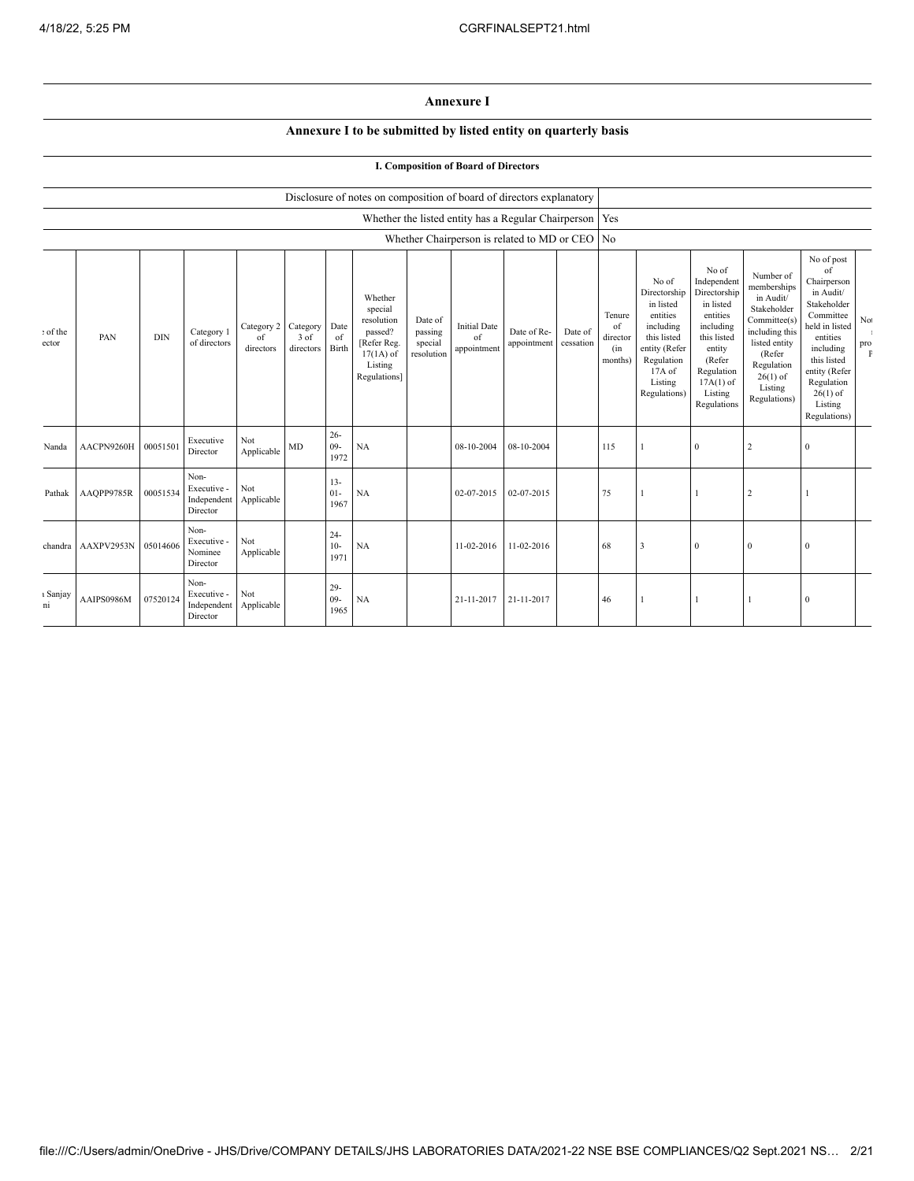## Annexure I

### Annexure I to be submitted by listed entity on quarterly basis

#### I. Composition of Board of Directors

| | |
|---|---|
| Disclosure of notes on composition of board of directors explanatory | |
| Whether the listed entity has a Regular Chairperson | Yes |
| Whether Chairperson is related to MD or CEO | No |

| e of the ector | PAN | DIN | Category 1 of directors | Category 2 of directors | Category 3 of directors | Date of Birth | Whether special resolution passed? [Refer Reg. 17(1A) of Listing Regulations] | Date of passing special resolution | Initial Date of appointment | Date of Re-appointment | Date of cessation | Tenure of director (in months) | No of Directorship in listed entities including this listed entity (Refer Regulation 17A of Listing Regulations) | No of Independent Directorship in listed entities including this listed entity (Refer Regulation 17A(1) of Listing Regulations | Number of memberships in Audit/ Stakeholder Committee(s) including this listed entity (Refer Regulation 26(1) of Listing Regulations) | No of post of Chairperson in Audit/ Stakeholder Committee held in listed entities including this listed entity (Refer Regulation 26(1) of Listing Regulations) | No pro F |
|---|---|---|---|---|---|---|---|---|---|---|---|---|---|---|---|---|---|
| Nanda | AACPN9260H | 00051501 | Executive Director | Not Applicable | MD | 26-09-1972 | NA | | 08-10-2004 | 08-10-2004 | | 115 | 1 | 0 | 2 | 0 | |
| Pathak | AAQPP9785R | 00051534 | Non-Executive - Independent Director | Not Applicable | | 13-01-1967 | NA | | 02-07-2015 | 02-07-2015 | | 75 | 1 | 1 | 2 | 1 | |
| chandra | AAXPV2953N | 05014606 | Non-Executive - Nominee Director | Not Applicable | | 24-10-1971 | NA | | 11-02-2016 | 11-02-2016 | | 68 | 3 | 0 | 0 | 0 | |
| Sanjay ni | AAIPS0986M | 07520124 | Non-Executive - Independent Director | Not Applicable | | 29-09-1965 | NA | | 21-11-2017 | 21-11-2017 | | 46 | 1 | 1 | 1 | 0 | |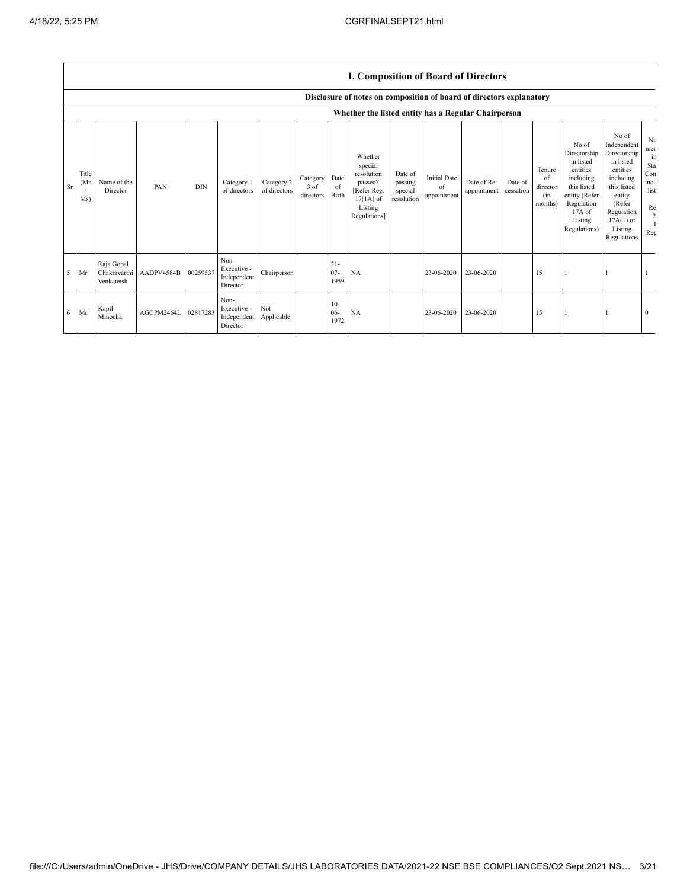## I. Composition of Board of Directors

### Disclosure of notes on composition of board of directors explanatory

### Whether the listed entity has a Regular Chairperson

| Sr | Title (Mr / Ms) | Name of the Director | PAN | DIN | Category 1 of directors | Category 2 of directors | Category 3 of directors | Date of Birth | Whether special resolution passed? [Refer Reg. 17(1A) of Listing Regulations] | Date of passing special resolution | Initial Date of appointment | Date of Re-appointment | Date of cessation | Tenure of director (in months) | No of Directorship in listed entities including this listed entity (Refer Regulation 17A of Listing Regulations) | No of Independent Directorship in listed entities including this listed entity (Refer Regulation 17A(1) of Listing Regulations | Nu mer in Sta Con incl list Re 2 I Reg |
|---|---|---|---|---|---|---|---|---|---|---|---|---|---|---|---|---|---|
| 5 | Mr | Raja Gopal Chakravarthi Venkateish | AADPV4584B | 00259537 | Non-Executive - Independent Director | Chairperson | | 21-07-1959 | NA | | 23-06-2020 | 23-06-2020 | | 15 | 1 | 1 | 1 |
| 6 | Mr | Kapil Minocha | AGCPM2464L | 02817283 | Non-Executive - Independent Director | Not Applicable | | 10-06-1972 | NA | | 23-06-2020 | 23-06-2020 | | 15 | 1 | 1 | 0 |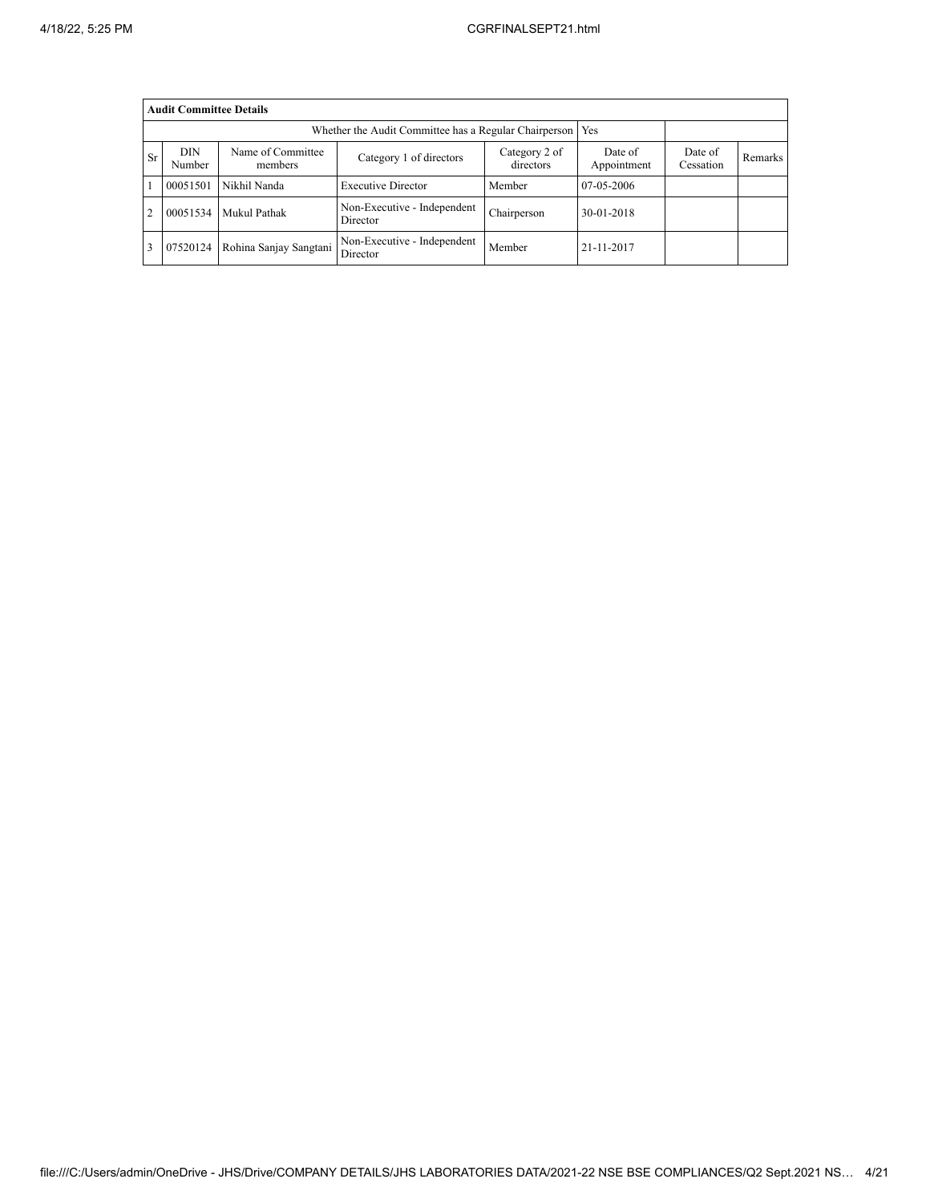| Audit Committee Details | | | | | | | |
|---|---|---|---|---|---|---|---|
| Whether the Audit Committee has a Regular Chairperson | | | | | Yes | | |
| Sr | DIN Number | Name of Committee members | Category 1 of directors | Category 2 of directors | Date of Appointment | Date of Cessation | Remarks |
| 1 | 00051501 | Nikhil Nanda | Executive Director | Member | 07-05-2006 | | |
| 2 | 00051534 | Mukul Pathak | Non-Executive - Independent Director | Chairperson | 30-01-2018 | | |
| 3 | 07520124 | Rohina Sanjay Sangtani | Non-Executive - Independent Director | Member | 21-11-2017 | | |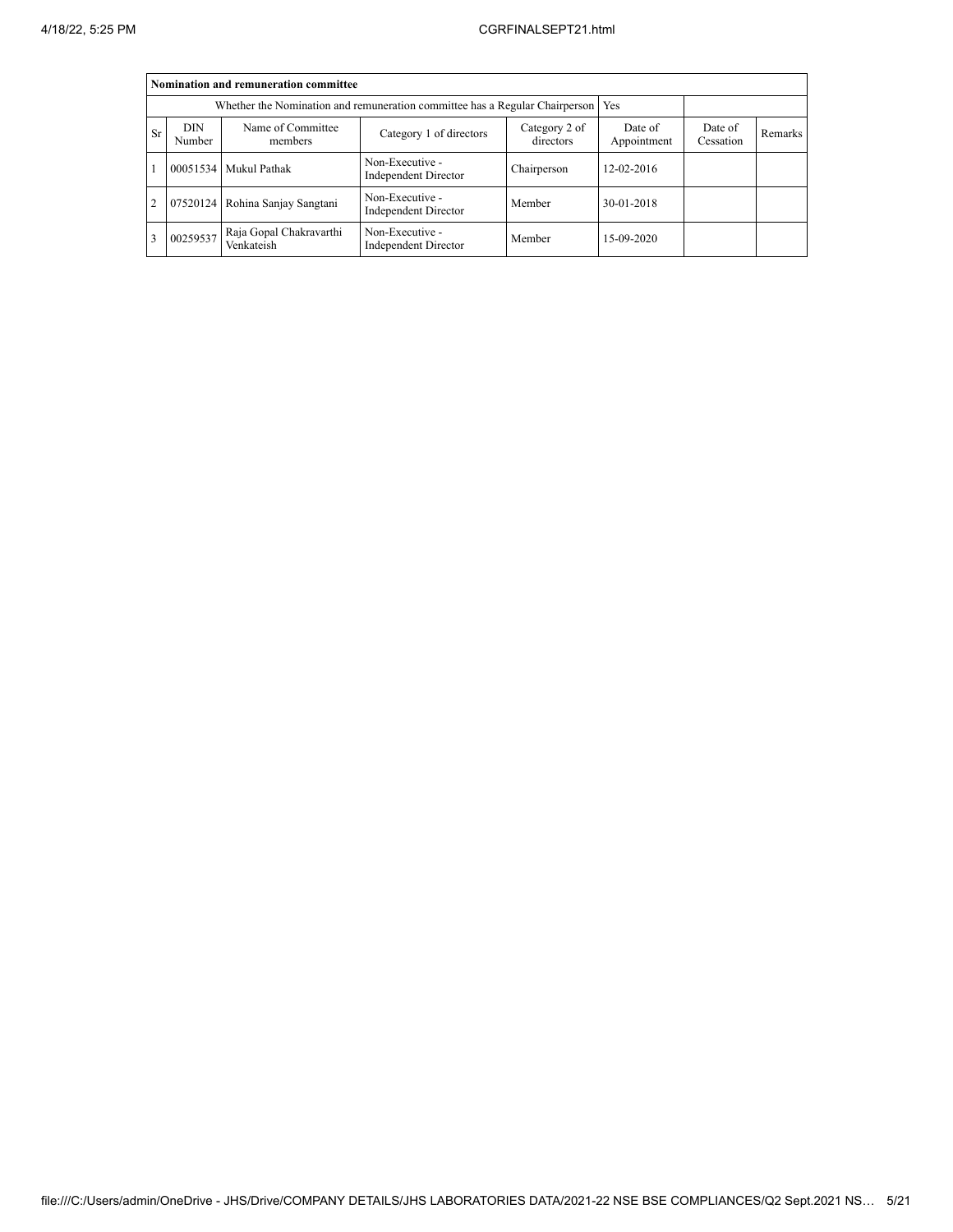| Nomination and remuneration committee | | | | | | | |
|---|---|---|---|---|---|---|---|
| Whether the Nomination and remuneration committee has a Regular Chairperson | | | | | Yes | | |
| Sr | DIN Number | Name of Committee members | Category 1 of directors | Category 2 of directors | Date of Appointment | Date of Cessation | Remarks |
| 1 | 00051534 | Mukul Pathak | Non-Executive - Independent Director | Chairperson | 12-02-2016 | | |
| 2 | 07520124 | Rohina Sanjay Sangtani | Non-Executive - Independent Director | Member | 30-01-2018 | | |
| 3 | 00259537 | Raja Gopal Chakravarthi Venkateish | Non-Executive - Independent Director | Member | 15-09-2020 | | |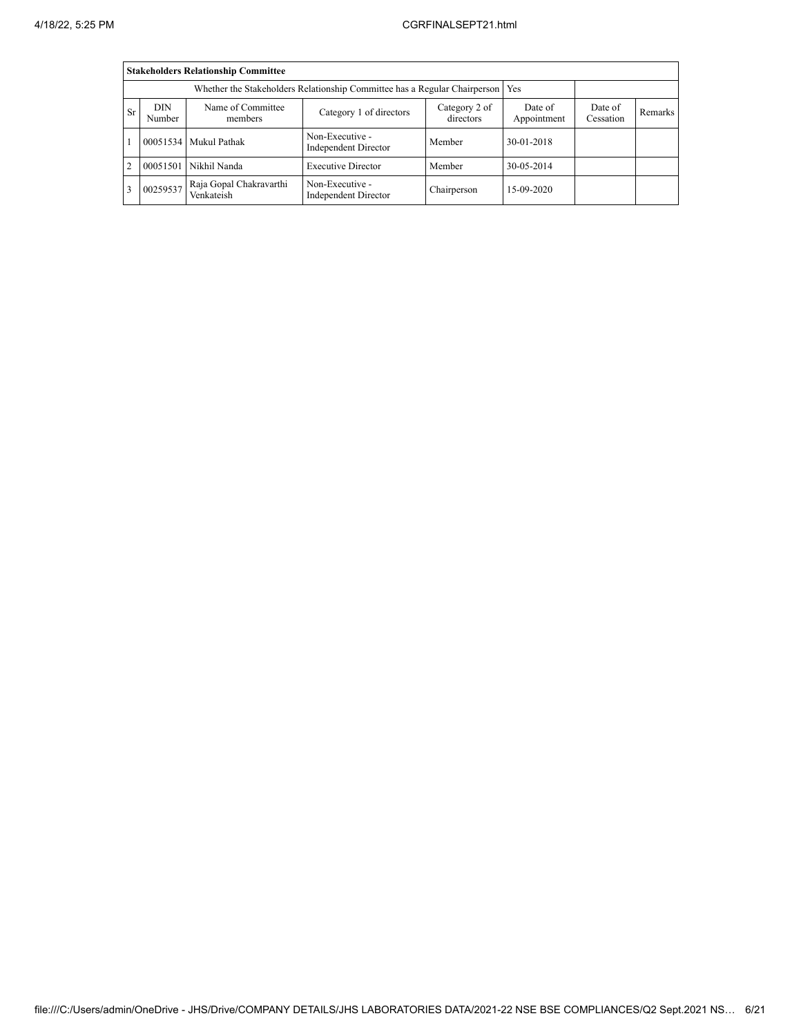| Stakeholders Relationship Committee | | | | | | | |
|---|---|---|---|---|---|---|---|
| Whether the Stakeholders Relationship Committee has a Regular Chairperson | | | | | Yes | | |
| Sr | DIN Number | Name of Committee members | Category 1 of directors | Category 2 of directors | Date of Appointment | Date of Cessation | Remarks |
| 1 | 00051534 | Mukul Pathak | Non-Executive - Independent Director | Member | 30-01-2018 | | |
| 2 | 00051501 | Nikhil Nanda | Executive Director | Member | 30-05-2014 | | |
| 3 | 00259537 | Raja Gopal Chakravarthi Venkateish | Non-Executive - Independent Director | Chairperson | 15-09-2020 | | |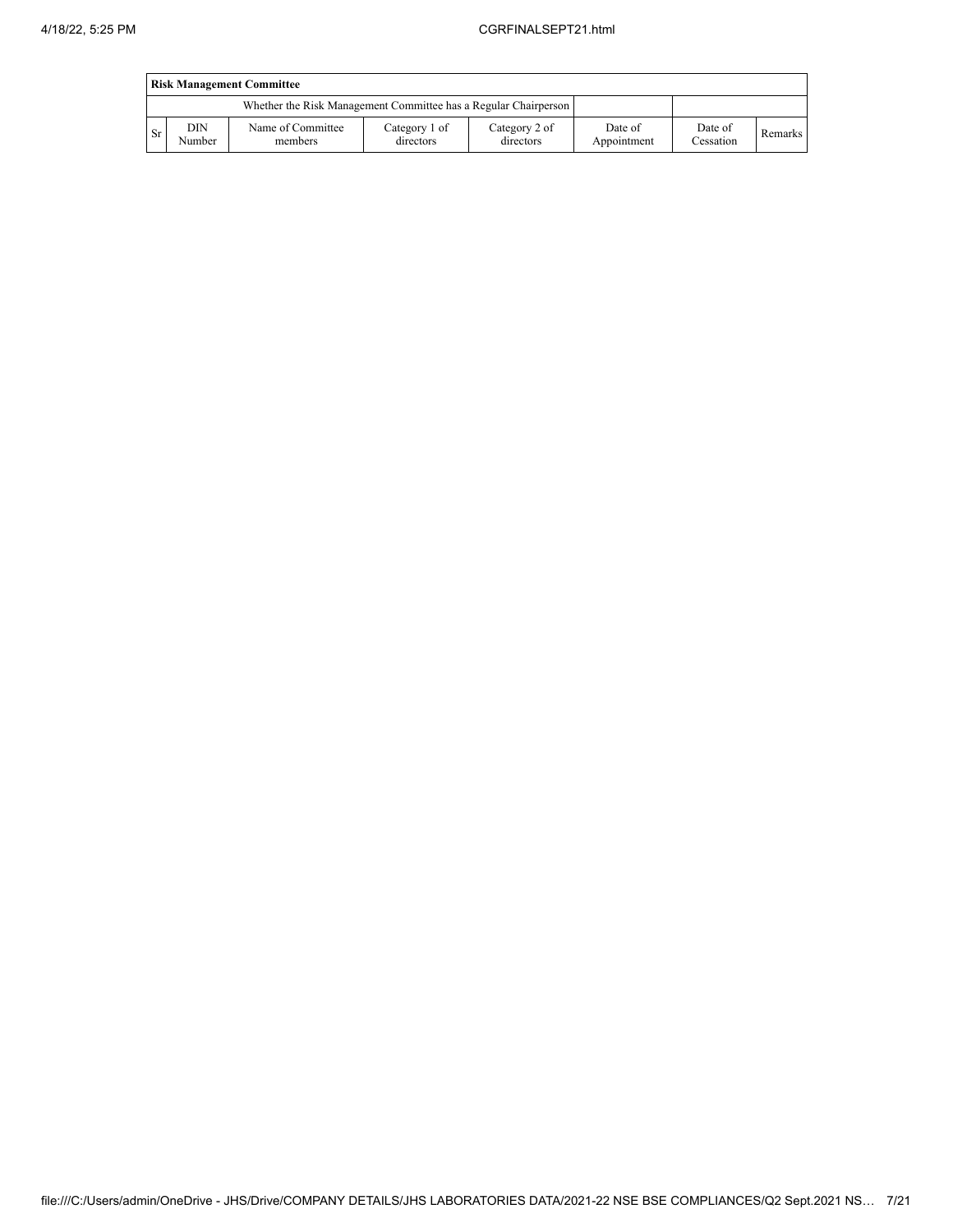| Risk Management Committee | | | | | | | |
|---|---|---|---|---|---|---|---|
| Whether the Risk Management Committee has a Regular Chairperson | | | | | | | |
| Sr | DIN Number | Name of Committee members | Category 1 of directors | Category 2 of directors | Date of Appointment | Date of Cessation | Remarks |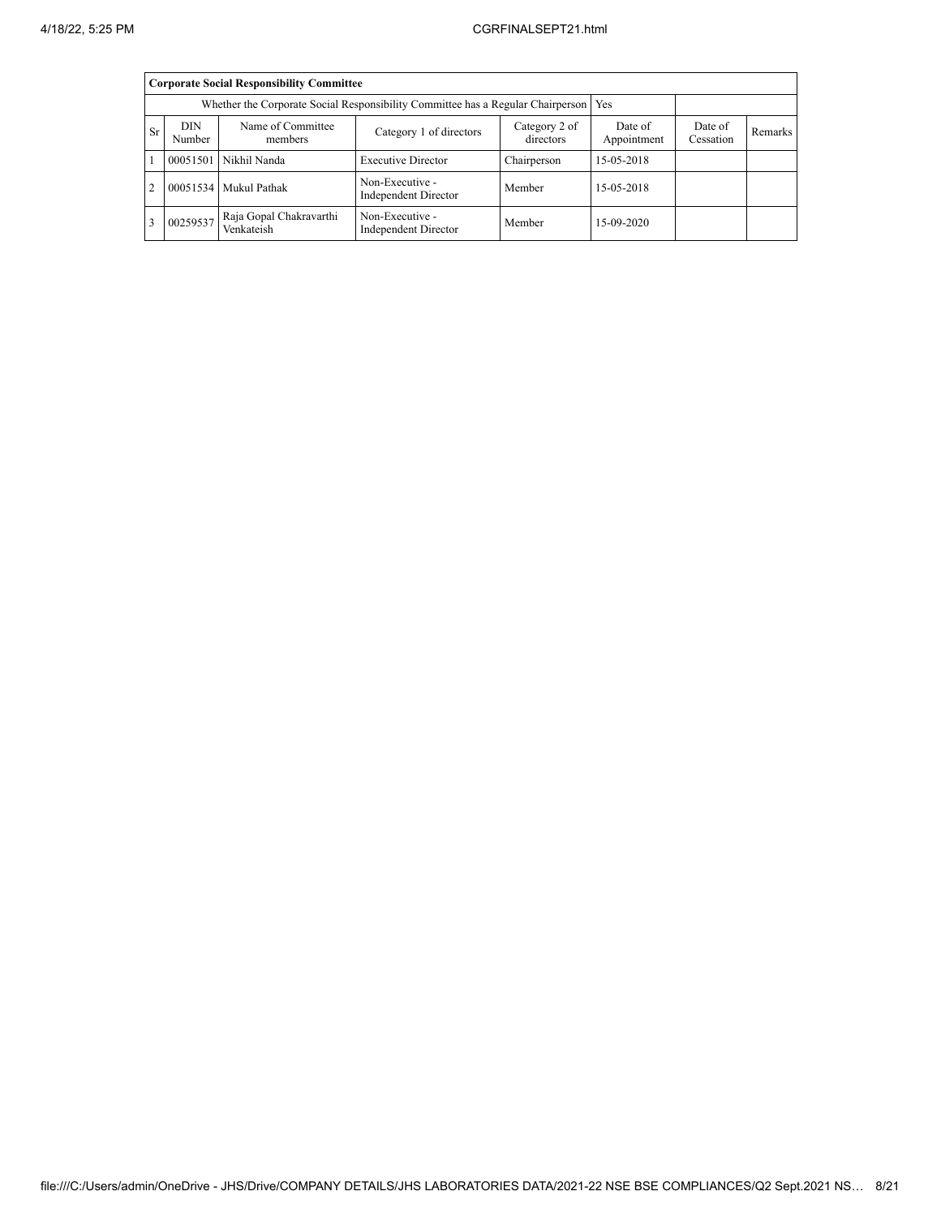| Corporate Social Responsibility Committee | | | | | | | |
|---|---|---|---|---|---|---|---|
| Whether the Corporate Social Responsibility Committee has a Regular Chairperson | | | | | Yes | | |
| Sr | DIN Number | Name of Committee members | Category 1 of directors | Category 2 of directors | Date of Appointment | Date of Cessation | Remarks |
| 1 | 00051501 | Nikhil Nanda | Executive Director | Chairperson | 15-05-2018 | | |
| 2 | 00051534 | Mukul Pathak | Non-Executive - Independent Director | Member | 15-05-2018 | | |
| 3 | 00259537 | Raja Gopal Chakravarthi Venkateish | Non-Executive - Independent Director | Member | 15-09-2020 | | |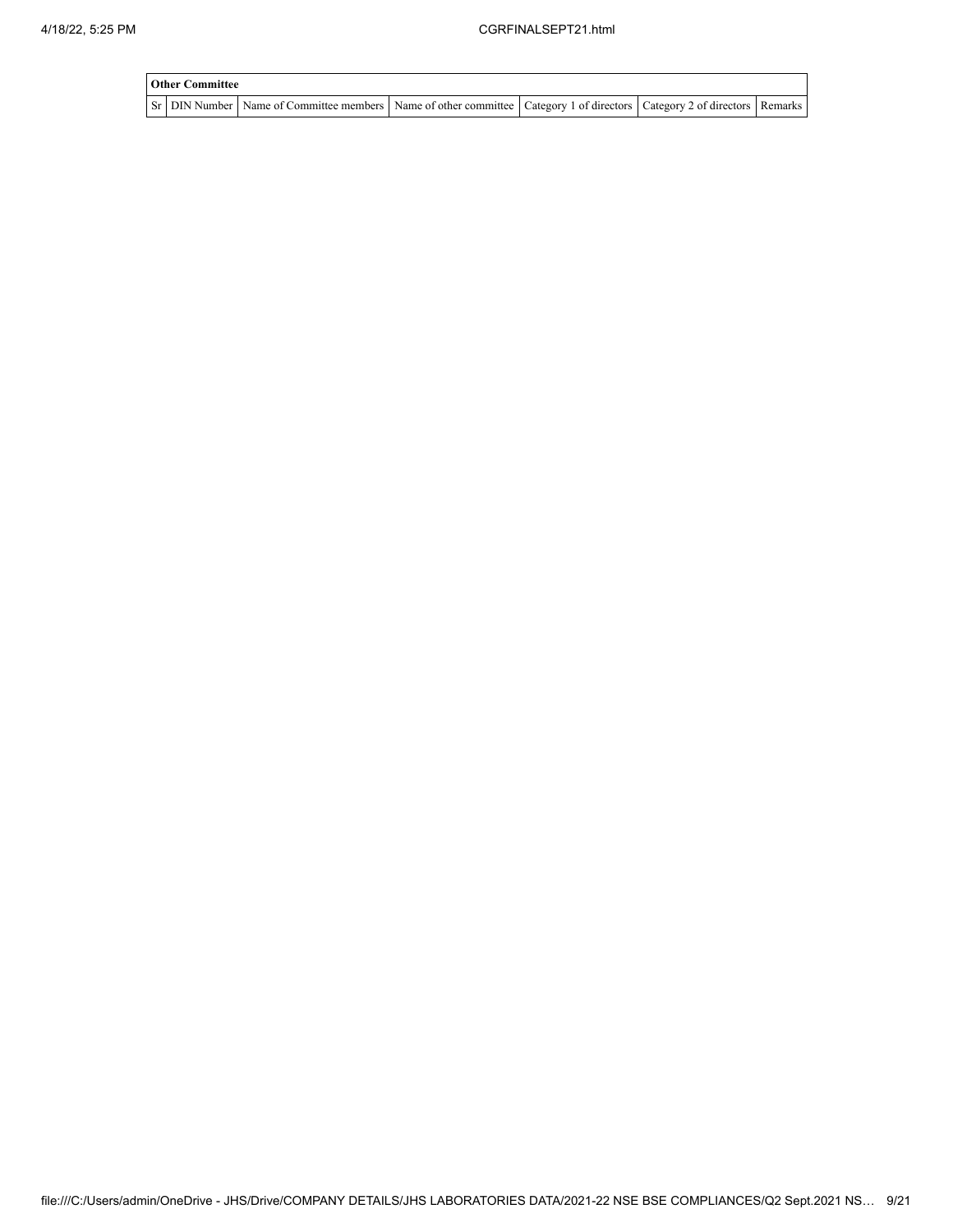| Other Committee | | | | | | |
|---|---|---|---|---|---|---|
| Sr | DIN Number | Name of Committee members | Name of other committee | Category 1 of directors | Category 2 of directors | Remarks |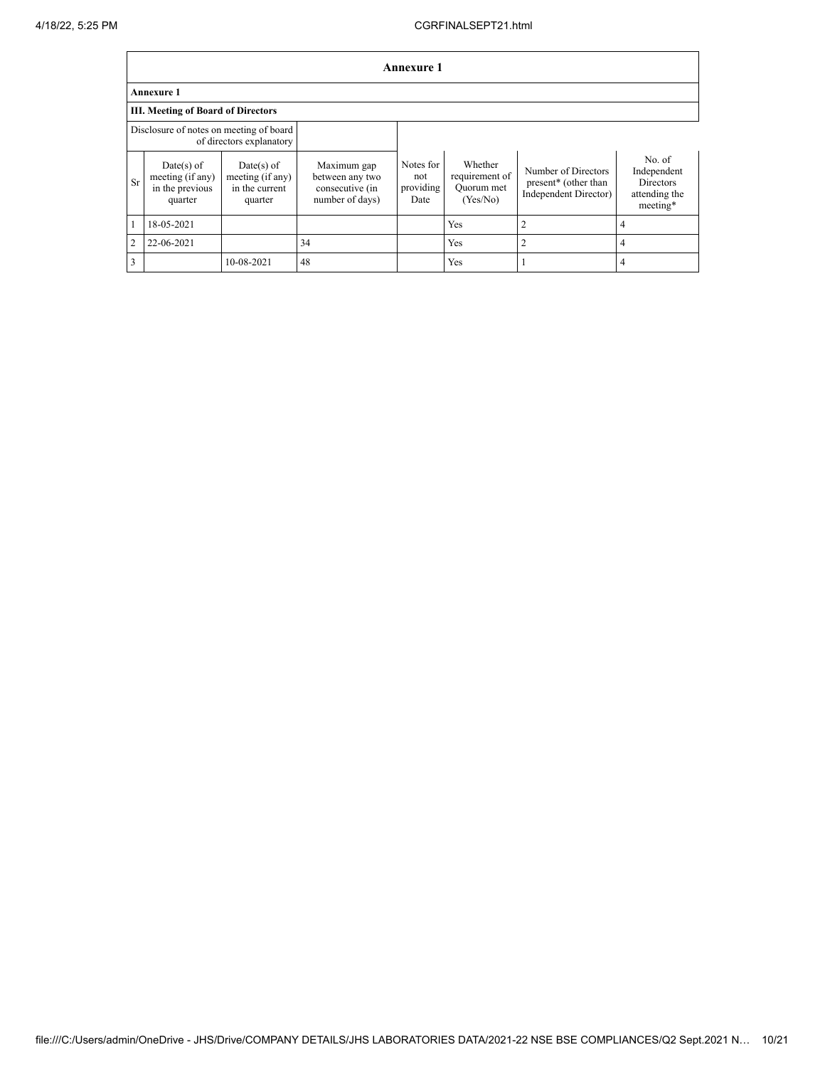# Annexure 1

## Annexure 1

### III. Meeting of Board of Directors

| Disclosure of notes on meeting of board of directors explanatory | | | | | | | |
|---|---|---|---|---|---|---|---|
| Sr | Date(s) of meeting (if any) in the previous quarter | Date(s) of meeting (if any) in the current quarter | Maximum gap between any two consecutive (in number of days) | Notes for not providing Date | Whether requirement of Quorum met (Yes/No) | Number of Directors present* (other than Independent Director) | No. of Independent Directors attending the meeting* |
| 1 | 18-05-2021 | | | | Yes | 2 | 4 |
| 2 | 22-06-2021 | | 34 | | Yes | 2 | 4 |
| 3 | | 10-08-2021 | 48 | | Yes | 1 | 4 |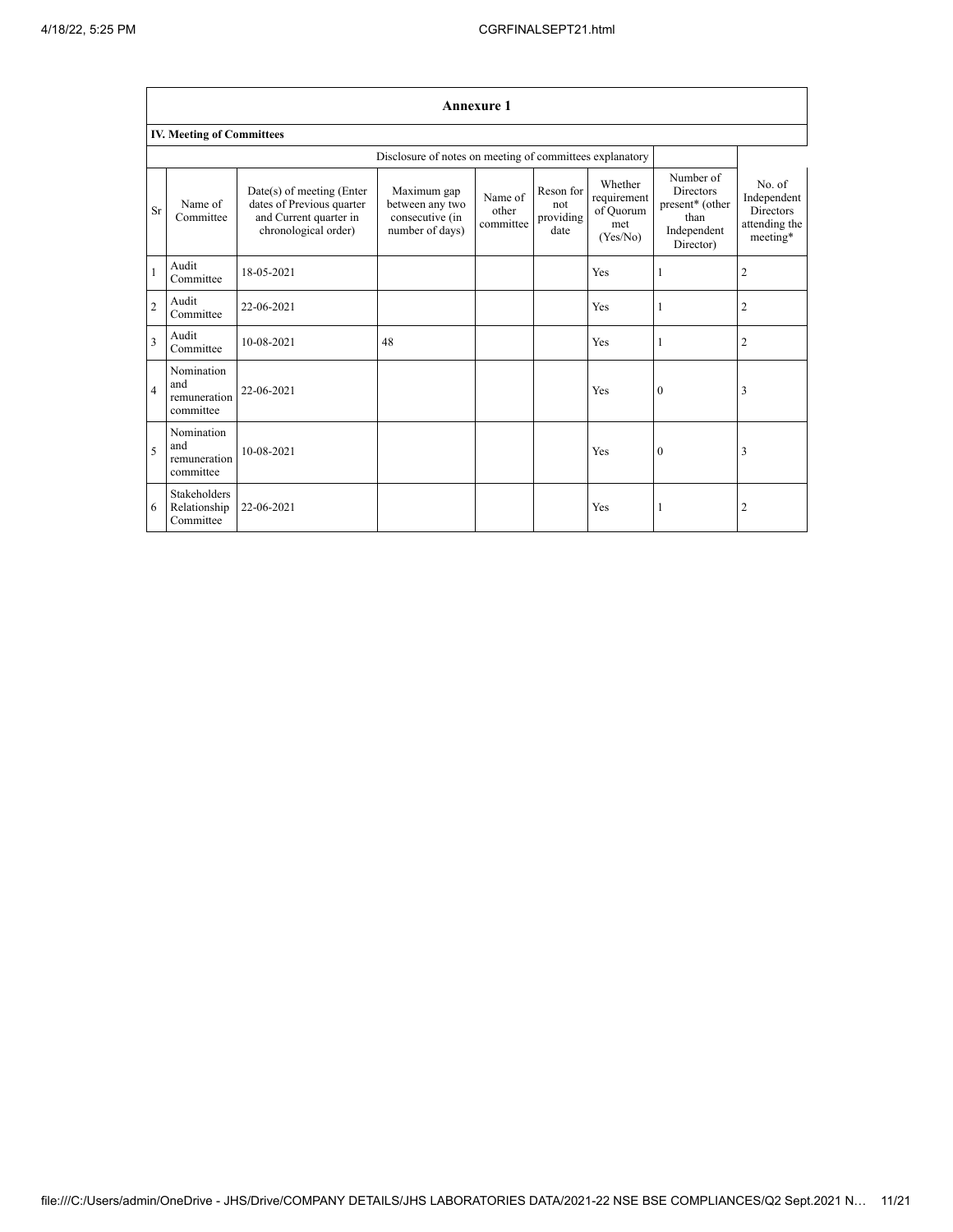## Annexure 1

### IV. Meeting of Committees

| | | | Disclosure of notes on meeting of committees explanatory | | | | | |
|---|---|---|---|---|---|---|---|---|
| Sr | Name of Committee | Date(s) of meeting (Enter dates of Previous quarter and Current quarter in chronological order) | Maximum gap between any two consecutive (in number of days) | Name of other committee | Reson for not providing date | Whether requirement of Quorum met (Yes/No) | Number of Directors present* (other than Independent Director) | No. of Independent Directors attending the meeting* |
| 1 | Audit Committee | 18-05-2021 | | | | Yes | 1 | 2 |
| 2 | Audit Committee | 22-06-2021 | | | | Yes | 1 | 2 |
| 3 | Audit Committee | 10-08-2021 | 48 | | | Yes | 1 | 2 |
| 4 | Nomination and remuneration committee | 22-06-2021 | | | | Yes | 0 | 3 |
| 5 | Nomination and remuneration committee | 10-08-2021 | | | | Yes | 0 | 3 |
| 6 | Stakeholders Relationship Committee | 22-06-2021 | | | | Yes | 1 | 2 |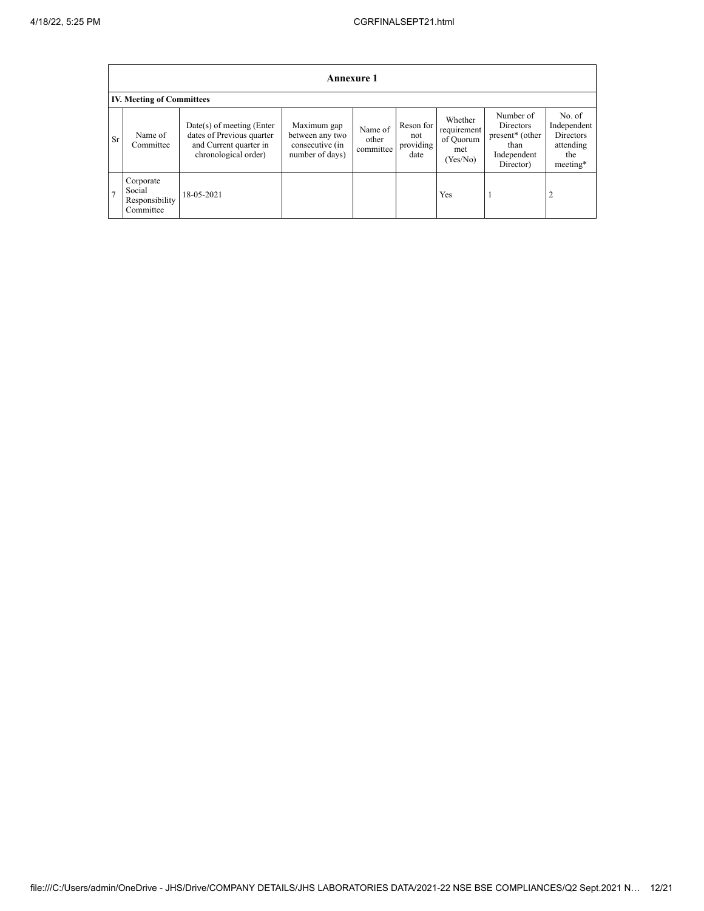## Annexure 1

**IV. Meeting of Committees**

| Sr | Name of Committee | Date(s) of meeting (Enter dates of Previous quarter and Current quarter in chronological order) | Maximum gap between any two consecutive (in number of days) | Name of other committee | Reson for not providing date | Whether requirement of Quorum met (Yes/No) | Number of Directors present* (other than Independent Director) | No. of Independent Directors attending the meeting* |
|---|---|---|---|---|---|---|---|---|
| 7 | Corporate Social Responsibility Committee | 18-05-2021 | | | | Yes | 1 | 2 |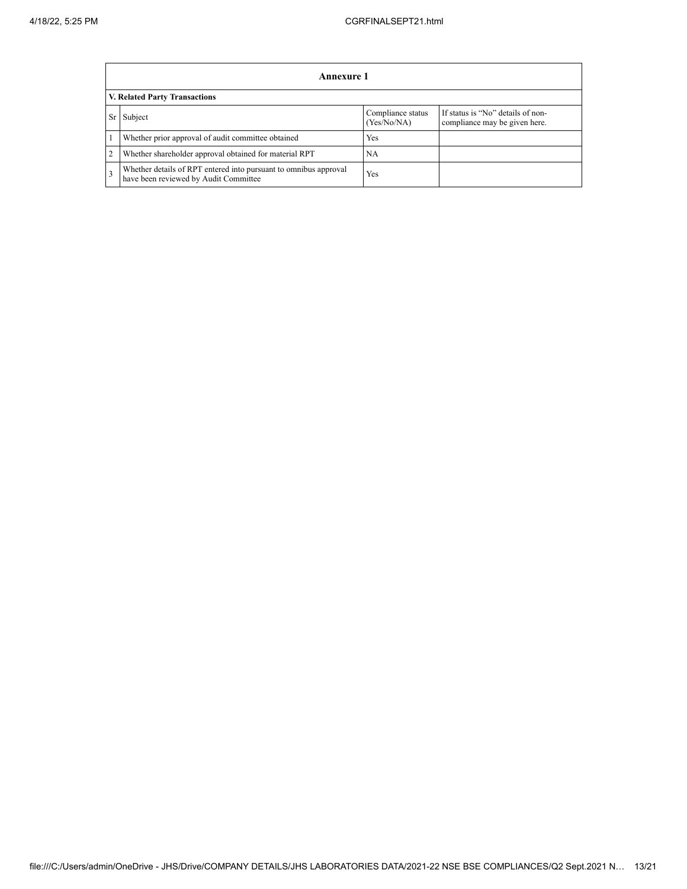| Annexure 1 | | | |
|---|---|---|---|
| **V. Related Party Transactions** | | | |
| Sr | Subject | Compliance status (Yes/No/NA) | If status is “No” details of non-compliance may be given here. |
| 1 | Whether prior approval of audit committee obtained | Yes | |
| 2 | Whether shareholder approval obtained for material RPT | NA | |
| 3 | Whether details of RPT entered into pursuant to omnibus approval have been reviewed by Audit Committee | Yes | |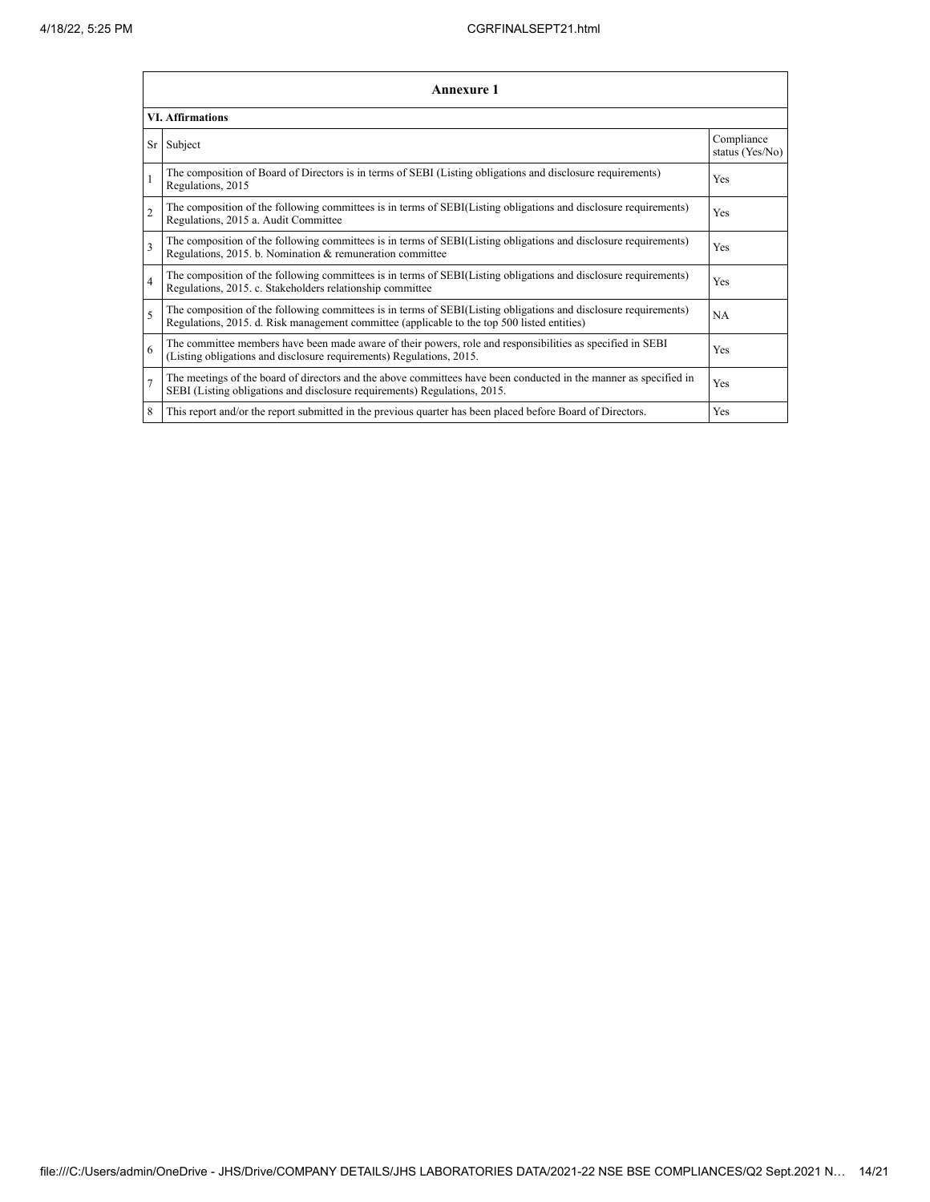## Annexure 1

### VI. Affirmations

| Sr | Subject | Compliance status (Yes/No) |
|---|---|---|
| 1 | The composition of Board of Directors is in terms of SEBI (Listing obligations and disclosure requirements) Regulations, 2015 | Yes |
| 2 | The composition of the following committees is in terms of SEBI(Listing obligations and disclosure requirements) Regulations, 2015 a. Audit Committee | Yes |
| 3 | The composition of the following committees is in terms of SEBI(Listing obligations and disclosure requirements) Regulations, 2015. b. Nomination & remuneration committee | Yes |
| 4 | The composition of the following committees is in terms of SEBI(Listing obligations and disclosure requirements) Regulations, 2015. c. Stakeholders relationship committee | Yes |
| 5 | The composition of the following committees is in terms of SEBI(Listing obligations and disclosure requirements) Regulations, 2015. d. Risk management committee (applicable to the top 500 listed entities) | NA |
| 6 | The committee members have been made aware of their powers, role and responsibilities as specified in SEBI (Listing obligations and disclosure requirements) Regulations, 2015. | Yes |
| 7 | The meetings of the board of directors and the above committees have been conducted in the manner as specified in SEBI (Listing obligations and disclosure requirements) Regulations, 2015. | Yes |
| 8 | This report and/or the report submitted in the previous quarter has been placed before Board of Directors. | Yes |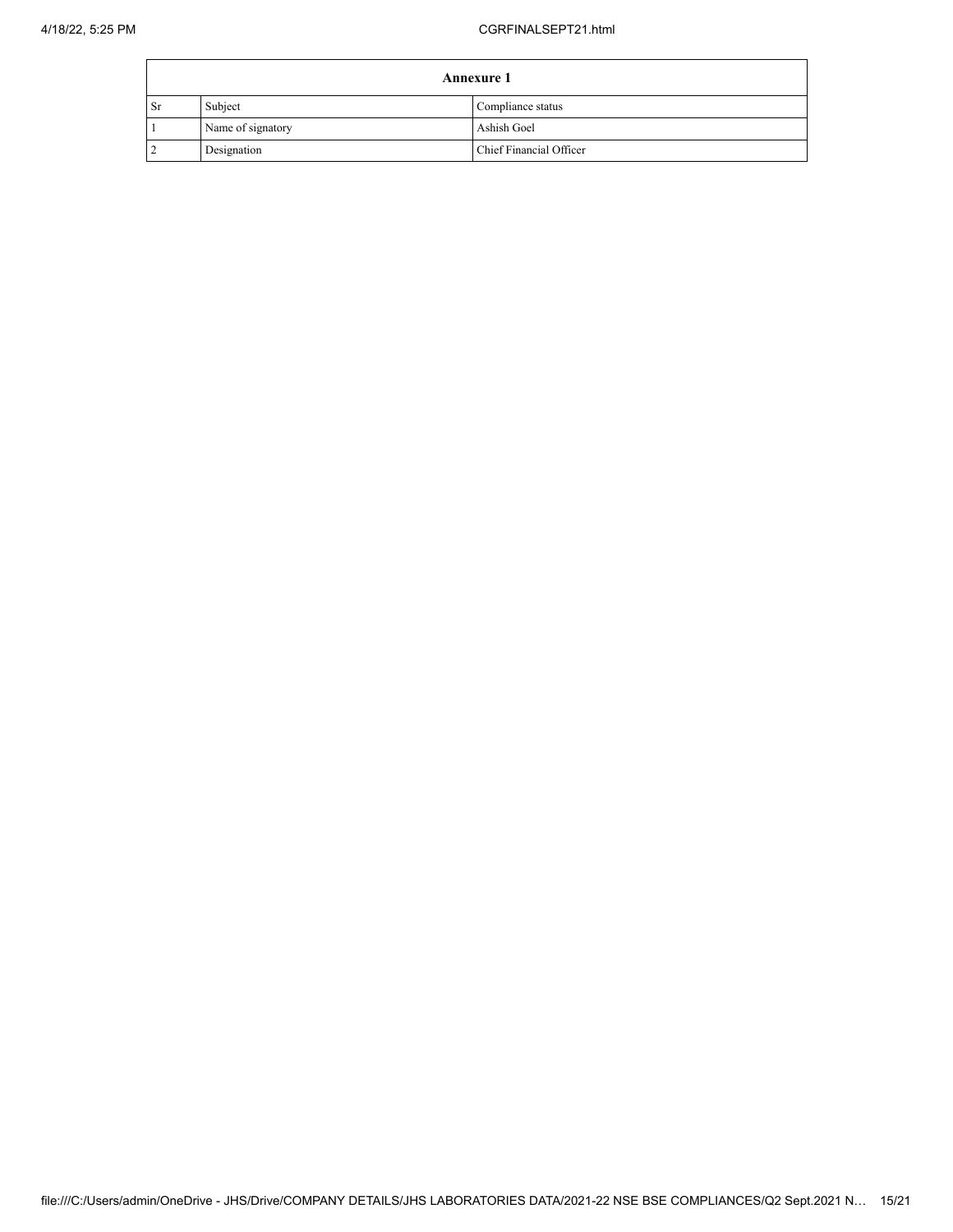| Annexure 1 | | |
|---|---|---|
| Sr | Subject | Compliance status |
| 1 | Name of signatory | Ashish Goel |
| 2 | Designation | Chief Financial Officer |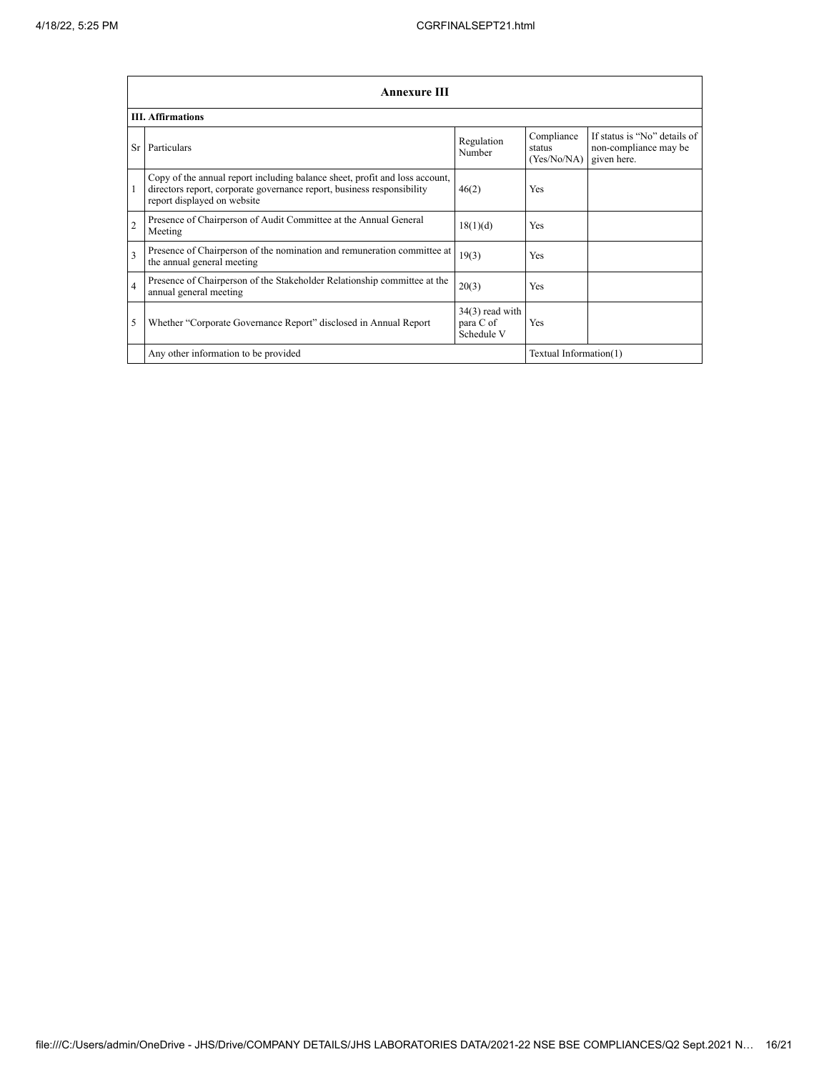| Annexure III | | | | |
|---|---|---|---|---|
| **III. Affirmations** | | | | |
| Sr | Particulars | Regulation Number | Compliance status (Yes/No/NA) | If status is "No" details of non-compliance may be given here. |
| 1 | Copy of the annual report including balance sheet, profit and loss account, directors report, corporate governance report, business responsibility report displayed on website | 46(2) | Yes | |
| 2 | Presence of Chairperson of Audit Committee at the Annual General Meeting | 18(1)(d) | Yes | |
| 3 | Presence of Chairperson of the nomination and remuneration committee at the annual general meeting | 19(3) | Yes | |
| 4 | Presence of Chairperson of the Stakeholder Relationship committee at the annual general meeting | 20(3) | Yes | |
| 5 | Whether "Corporate Governance Report" disclosed in Annual Report | 34(3) read with para C of Schedule V | Yes | |
| | Any other information to be provided | | Textual Information(1) | |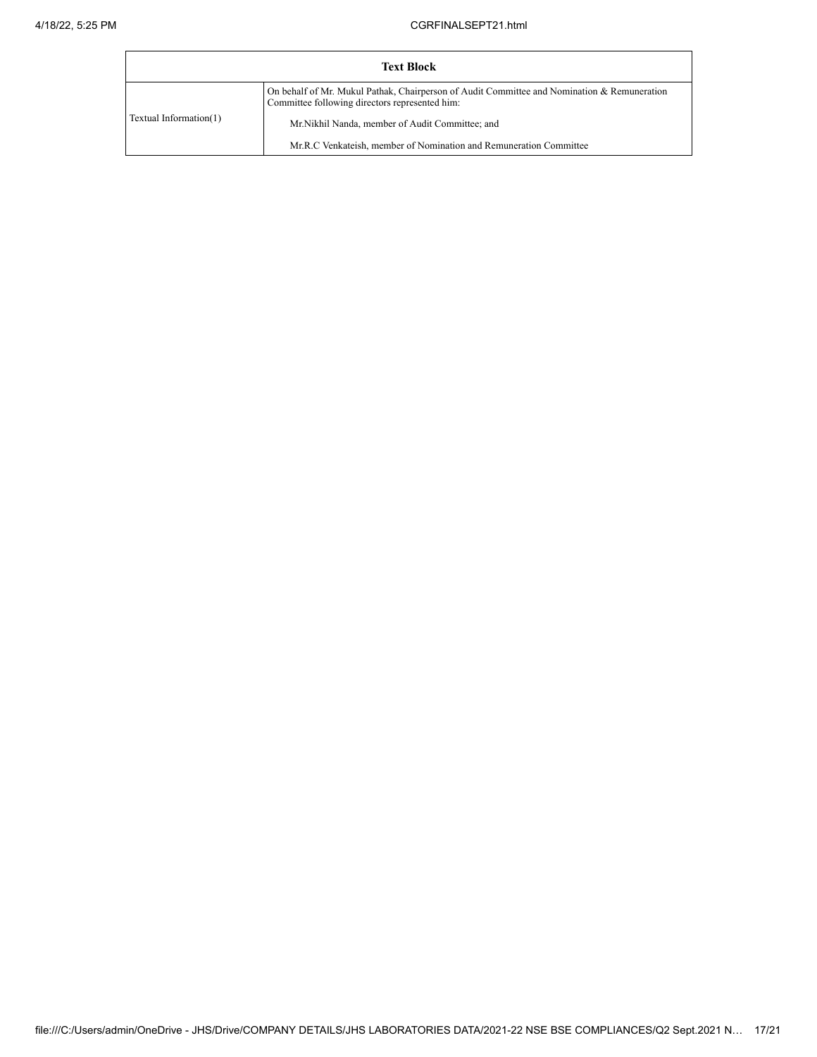| Text Block | |
| --- | --- |
| Textual Information(1) | On behalf of Mr. Mukul Pathak, Chairperson of Audit Committee and Nomination & Remuneration Committee following directors represented him:<br>Mr.Nikhil Nanda, member of Audit Committee; and<br>Mr.R.C Venkateish, member of Nomination and Remuneration Committee |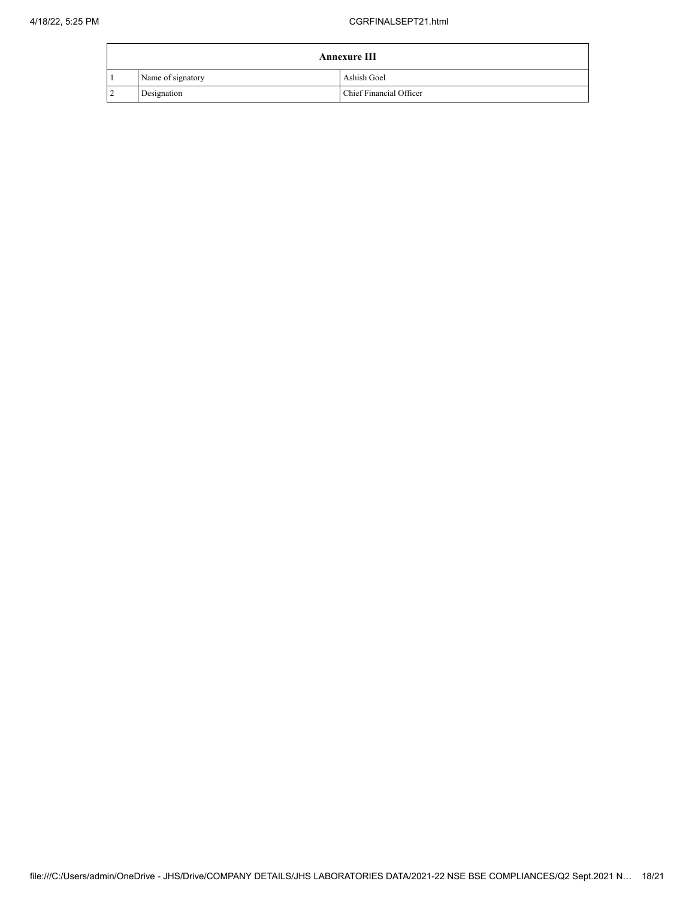| Annexure III | | |
|---|---|---|
| 1 | Name of signatory | Ashish Goel |
| 2 | Designation | Chief Financial Officer |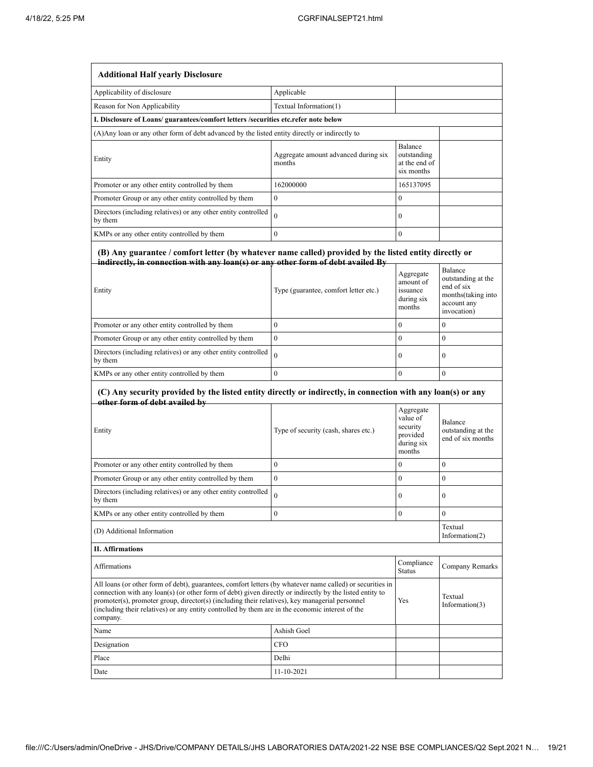| Additional Half yearly Disclosure | | | |
|---|---|---|---|
| Applicability of disclosure | Applicable | | |
| Reason for Non Applicability | Textual Information(1) | | |
| **I. Disclosure of Loans/ guarantees/comfort letters /securities etc.refer note below** | | | |
| (A)Any loan or any other form of debt advanced by the listed entity directly or indirectly to | | | |
| Entity | Aggregate amount advanced during six months | Balance outstanding at the end of six months | |
| Promoter or any other entity controlled by them | 162000000 | 165137095 | |
| Promoter Group or any other entity controlled by them | 0 | 0 | |
| Directors (including relatives) or any other entity controlled by them | 0 | 0 | |
| KMPs or any other entity controlled by them | 0 | 0 | |

**(B) Any guarantee / comfort letter (by whatever name called) provided by the listed entity directly or indirectly, in connection with any loan(s) or any other form of debt availed By**

| Entity | Type (guarantee, comfort letter etc.) | Aggregate amount of issuance during six months | Balance outstanding at the end of six months(taking into account any invocation) |
|---|---|---|---|
| Promoter or any other entity controlled by them | 0 | 0 | 0 |
| Promoter Group or any other entity controlled by them | 0 | 0 | 0 |
| Directors (including relatives) or any other entity controlled by them | 0 | 0 | 0 |
| KMPs or any other entity controlled by them | 0 | 0 | 0 |

**(C) Any security provided by the listed entity directly or indirectly, in connection with any loan(s) or any other form of debt availed by**

| Entity | Type of security (cash, shares etc.) | Aggregate value of security provided during six months | Balance outstanding at the end of six months |
|---|---|---|---|
| Promoter or any other entity controlled by them | 0 | 0 | 0 |
| Promoter Group or any other entity controlled by them | 0 | 0 | 0 |
| Directors (including relatives) or any other entity controlled by them | 0 | 0 | 0 |
| KMPs or any other entity controlled by them | 0 | 0 | 0 |
| (D) Additional Information | | | Textual Information(2) |
| **II. Affirmations** | | | |
| Affirmations | | Compliance Status | Company Remarks |
| All loans (or other form of debt), guarantees, comfort letters (by whatever name called) or securities in connection with any loan(s) (or other form of debt) given directly or indirectly by the listed entity to promoter(s), promoter group, director(s) (including their relatives), key managerial personnel (including their relatives) or any entity controlled by them are in the economic interest of the company. | | Yes | Textual Information(3) |
| Name | Ashish Goel | | |
| Designation | CFO | | |
| Place | Delhi | | |
| Date | 11-10-2021 | | |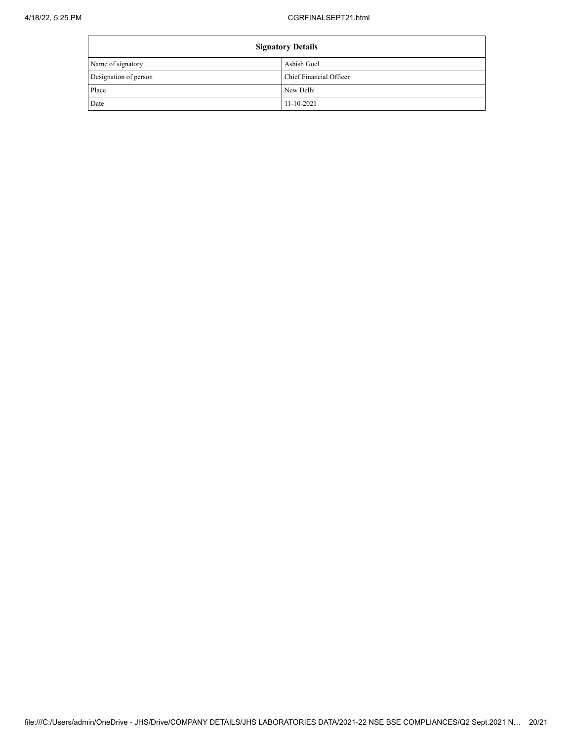| Signatory Details | |
|---|---|
| Name of signatory | Ashish Goel |
| Designation of person | Chief Financial Officer |
| Place | New Delhi |
| Date | 11-10-2021 |